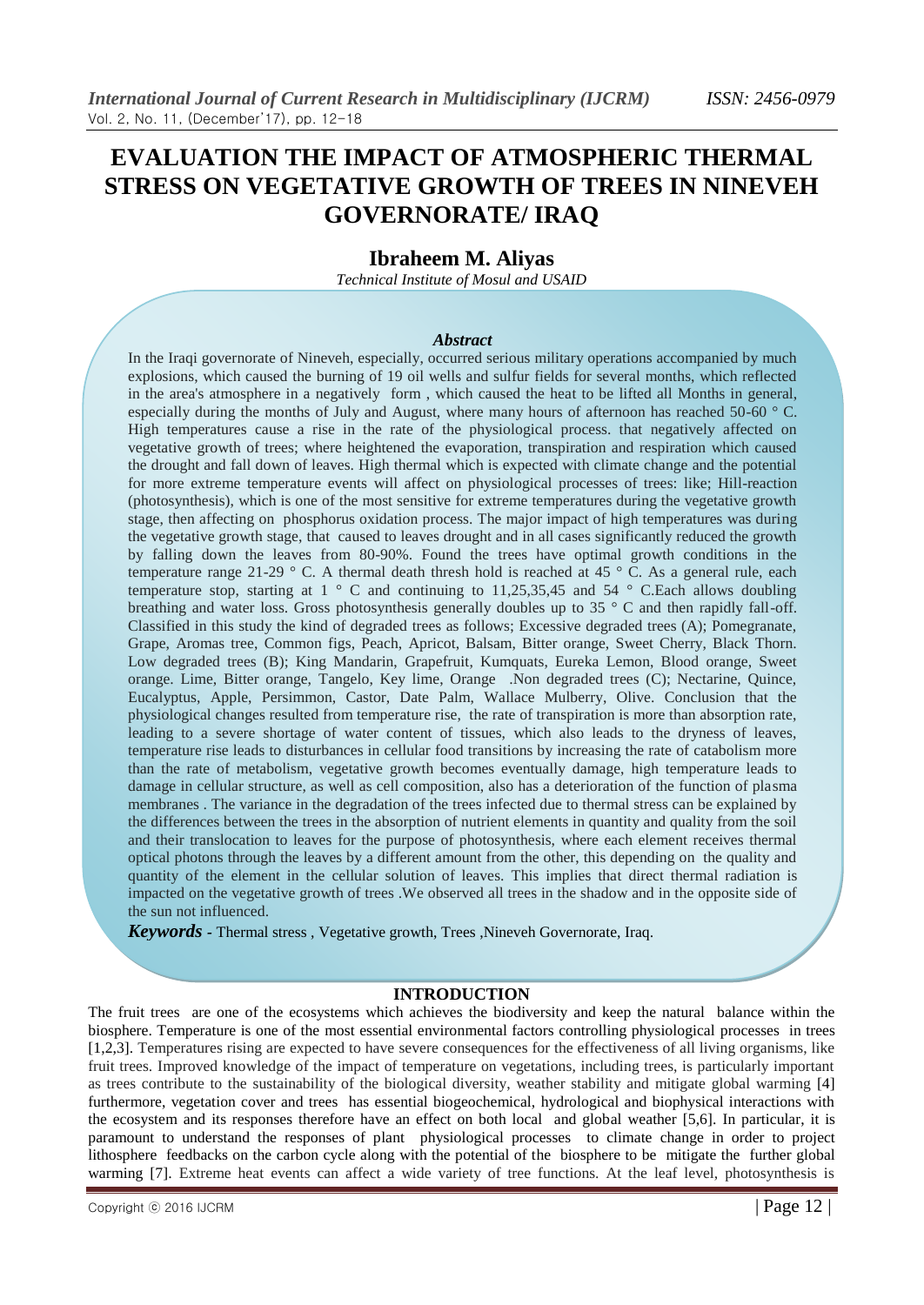# EVALUATION THE IMPACT OF ATMOSPHERIC THERMAL STRESS ON VEGETATIVE GROWTH OF TREES IN NINEVEH GOVERNORATE/ IRAQ

## Ibraheem M. Aliyas

*Technical Institute of Mosul and USAID*

### *Abstract*

In the Iraqi governorate of Nineveh, especially, occurred serious military operations accompanied by much explosions, which caused the burning of 19 oil wells and sulfur fields for several months, which reflected in the area's atmosphere in a negatively form , which caused the heat to be lifted all Months in general, especially during the months of July and August, where many hours of afternoon has reached 50-60 ° C. High temperatures cause a rise in the rate of the physiological process. that negatively affected on vegetative growth of trees; where heightened the evaporation, transpiration and respiration which caused the drought and fall down of leaves. High thermal which is expected with climate change and the potential for more extreme temperature events will affect on physiological processes of trees: like; Hill-reaction (photosynthesis), which is one of the most sensitive for extreme temperatures during the vegetative growth stage, then affecting on phosphorus oxidation process. The major impact of high temperatures was during the vegetative growth stage, that caused to leaves drought and in all cases significantly reduced the growth by falling down the leaves from 80-90%. Found the trees have optimal growth conditions in the temperature range 21-29 ° C. A thermal death thresh hold is reached at 45 ° C. As a general rule, each temperature stop, starting at 1 ° C and continuing to 11,25,35,45 and 54 ° C.Each allows doubling breathing and water loss. Gross photosynthesis generally doubles up to 35 ° C and then rapidly fall-off. Classified in this study the kind of degraded trees as follows; Excessive degraded trees (A); Pomegranate, Grape, Aromas tree, Common figs, Peach, Apricot, Balsam, Bitter orange, Sweet Cherry, Black Thorn. Low degraded trees (B); King Mandarin, Grapefruit, Kumquats, Eureka Lemon, Blood orange, Sweet orange. Lime, Bitter orange, Tangelo, Key lime, Orange .Non degraded trees (C); Nectarine, Quince, Eucalyptus, Apple, Persimmon, Castor, Date Palm, Wallace Mulberry, Olive. Conclusion that the physiological changes resulted from temperature rise, the rate of transpiration is more than absorption rate, leading to a severe shortage of water content of tissues, which also leads to the dryness of leaves, temperature rise leads to disturbances in cellular food transitions by increasing the rate of catabolism more than the rate of metabolism, vegetative growth becomes eventually damage, high temperature leads to damage in cellular structure, as well as cell composition, also has a deterioration of the function of plasma membranes . The variance in the degradation of the trees infected due to thermal stress can be explained by the differences between the trees in the absorption of nutrient elements in quantity and quality from the soil and their translocation to leaves for the purpose of photosynthesis, where each element receives thermal optical photons through the leaves by a different amount from the other, this depending on the quality and quantity of the element in the cellular solution of leaves. This implies that direct thermal radiation is impacted on the vegetative growth of trees .We observed all trees in the shadow and in the opposite side of the sun not influenced.

***Keywords*** - Thermal stress , Vegetative growth, Trees ,Nineveh Governorate, Iraq.

## INTRODUCTION

The fruit trees are one of the ecosystems which achieves the biodiversity and keep the natural balance within the biosphere. Temperature is one of the most essential environmental factors controlling physiological processes in trees [1,2,3]. Temperatures rising are expected to have severe consequences for the effectiveness of all living organisms, like fruit trees. Improved knowledge of the impact of temperature on vegetations, including trees, is particularly important as trees contribute to the sustainability of the biological diversity, weather stability and mitigate global warming [4] furthermore, vegetation cover and trees has essential biogeochemical, hydrological and biophysical interactions with the ecosystem and its responses therefore have an effect on both local and global weather [5,6]. In particular, it is paramount to understand the responses of plant physiological processes to climate change in order to project lithosphere feedbacks on the carbon cycle along with the potential of the biosphere to be mitigate the further global warming [7]. Extreme heat events can affect a wide variety of tree functions. At the leaf level, photosynthesis is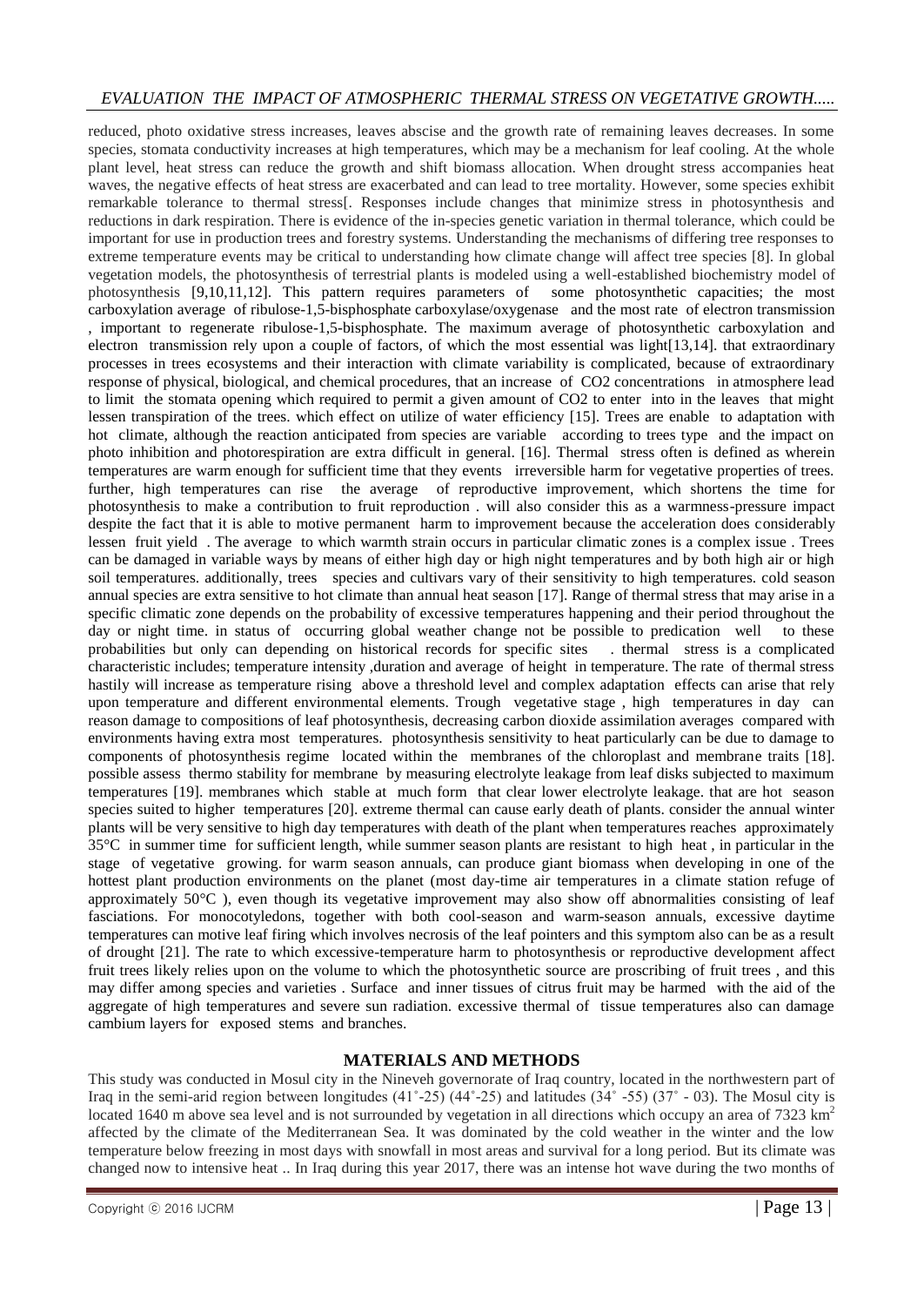reduced, photo oxidative stress increases, leaves abscise and the growth rate of remaining leaves decreases. In some species, stomata conductivity increases at high temperatures, which may be a mechanism for leaf cooling. At the whole plant level, heat stress can reduce the growth and shift biomass allocation. When drought stress accompanies heat waves, the negative effects of heat stress are exacerbated and can lead to tree mortality. However, some species exhibit remarkable tolerance to thermal stress[. Responses include changes that minimize stress in photosynthesis and reductions in dark respiration. There is evidence of the in-species genetic variation in thermal tolerance, which could be important for use in production trees and forestry systems. Understanding the mechanisms of differing tree responses to extreme temperature events may be critical to understanding how climate change will affect tree species [8]. In global vegetation models, the photosynthesis of terrestrial plants is modeled using a well-established biochemistry model of photosynthesis [9,10,11,12]. This pattern requires parameters of some photosynthetic capacities; the most carboxylation average of ribulose-1,5-bisphosphate carboxylase/oxygenase and the most rate of electron transmission , important to regenerate ribulose-1,5-bisphosphate. The maximum average of photosynthetic carboxylation and electron transmission rely upon a couple of factors, of which the most essential was light[13,14]. that extraordinary processes in trees ecosystems and their interaction with climate variability is complicated, because of extraordinary response of physical, biological, and chemical procedures, that an increase of $CO_2$ concentrations in atmosphere lead to limit the stomata opening which required to permit a given amount of $CO_2$ to enter into in the leaves that might lessen transpiration of the trees. which effect on utilize of water efficiency [15]. Trees are enable to adaptation with hot climate, although the reaction anticipated from species are variable according to trees type and the impact on photo inhibition and photorespiration are extra difficult in general. [16]. Thermal stress often is defined as wherein temperatures are warm enough for sufficient time that they events irreversible harm for vegetative properties of trees. further, high temperatures can rise the average of reproductive improvement, which shortens the time for photosynthesis to make a contribution to fruit reproduction . will also consider this as a warmness-pressure impact despite the fact that it is able to motive permanent harm to improvement because the acceleration does considerably lessen fruit yield . The average to which warmth strain occurs in particular climatic zones is a complex issue . Trees can be damaged in variable ways by means of either high day or high night temperatures and by both high air or high soil temperatures. additionally, trees species and cultivars vary of their sensitivity to high temperatures. cold season annual species are extra sensitive to hot climate than annual heat season [17]. Range of thermal stress that may arise in a specific climatic zone depends on the probability of excessive temperatures happening and their period throughout the day or night time. in status of occurring global weather change not be possible to predication well to these probabilities but only can depending on historical records for specific sites . thermal stress is a complicated characteristic includes; temperature intensity ,duration and average of height in temperature. The rate of thermal stress hastily will increase as temperature rising above a threshold level and complex adaptation effects can arise that rely upon temperature and different environmental elements. Trough vegetative stage , high temperatures in day can reason damage to compositions of leaf photosynthesis, decreasing carbon dioxide assimilation averages compared with environments having extra most temperatures. photosynthesis sensitivity to heat particularly can be due to damage to components of photosynthesis regime located within the membranes of the chloroplast and membrane traits [18]. possible assess thermo stability for membrane by measuring electrolyte leakage from leaf disks subjected to maximum temperatures [19]. membranes which stable at much form that clear lower electrolyte leakage. that are hot season species suited to higher temperatures [20]. extreme thermal can cause early death of plants. consider the annual winter plants will be very sensitive to high day temperatures with death of the plant when temperatures reaches approximately 35°C in summer time for sufficient length, while summer season plants are resistant to high heat , in particular in the stage of vegetative growing. for warm season annuals, can produce giant biomass when developing in one of the hottest plant production environments on the planet (most day-time air temperatures in a climate station refuge of approximately 50°C ), even though its vegetative improvement may also show off abnormalities consisting of leaf fasciations. For monocotyledons, together with both cool-season and warm-season annuals, excessive daytime temperatures can motive leaf firing which involves necrosis of the leaf pointers and this symptom also can be as a result of drought [21]. The rate to which excessive-temperature harm to photosynthesis or reproductive development affect fruit trees likely relies upon on the volume to which the photosynthetic source are proscribing of fruit trees , and this may differ among species and varieties . Surface and inner tissues of citrus fruit may be harmed with the aid of the aggregate of high temperatures and severe sun radiation. excessive thermal of tissue temperatures also can damage cambium layers for exposed stems and branches.

## MATERIALS AND METHODS

This study was conducted in Mosul city in the Nineveh governorate of Iraq country, located in the northwestern part of Iraq in the semi-arid region between longitudes (41˚-25) (44˚-25) and latitudes (34˚ -55) (37˚ - 03). The Mosul city is located 1640 m above sea level and is not surrounded by vegetation in all directions which occupy an area of 7323 km$^2$ affected by the climate of the Mediterranean Sea. It was dominated by the cold weather in the winter and the low temperature below freezing in most days with snowfall in most areas and survival for a long period. But its climate was changed now to intensive heat .. In Iraq during this year 2017, there was an intense hot wave during the two months of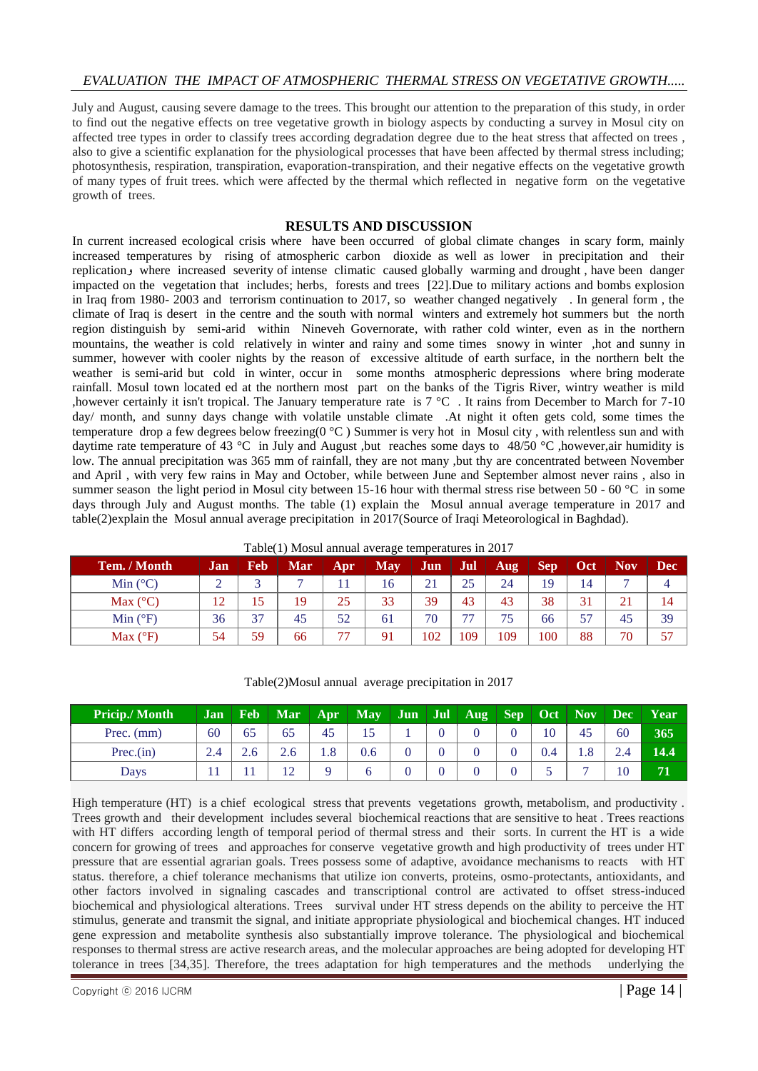July and August, causing severe damage to the trees. This brought our attention to the preparation of this study, in order to find out the negative effects on tree vegetative growth in biology aspects by conducting a survey in Mosul city on affected tree types in order to classify trees according degradation degree due to the heat stress that affected on trees , also to give a scientific explanation for the physiological processes that have been affected by thermal stress including; photosynthesis, respiration, transpiration, evaporation-transpiration, and their negative effects on the vegetative growth of many types of fruit trees. which were affected by the thermal which reflected in negative form on the vegetative growth of trees.

## RESULTS AND DISCUSSION

In current increased ecological crisis where have been occurred of global climate changes in scary form, mainly increased temperatures by rising of atmospheric carbon dioxide as well as lower in precipitation and their replicationو where increased severity of intense climatic caused globally warming and drought , have been danger impacted on the vegetation that includes; herbs, forests and trees [22].Due to military actions and bombs explosion in Iraq from 1980- 2003 and terrorism continuation to 2017, so weather changed negatively . In general form , the climate of Iraq is desert in the centre and the south with normal winters and extremely hot summers but the north region distinguish by semi-arid within Nineveh Governorate, with rather cold winter, even as in the northern mountains, the weather is cold relatively in winter and rainy and some times snowy in winter ,hot and sunny in summer, however with cooler nights by the reason of excessive altitude of earth surface, in the northern belt the weather is semi-arid but cold in winter, occur in some months atmospheric depressions where bring moderate rainfall. Mosul town located ed at the northern most part on the banks of the Tigris River, wintry weather is mild ,however certainly it isn't tropical. The January temperature rate is 7 °C . It rains from December to March for 7-10 day/ month, and sunny days change with volatile unstable climate .At night it often gets cold, some times the temperature drop a few degrees below freezing(0 °C ) Summer is very hot in Mosul city , with relentless sun and with daytime rate temperature of 43 °C in July and August ,but reaches some days to 48/50 °C ,however,air humidity is low. The annual precipitation was 365 mm of rainfall, they are not many ,but thy are concentrated between November and April , with very few rains in May and October, while between June and September almost never rains , also in summer season the light period in Mosul city between 15-16 hour with thermal stress rise between 50 - 60 °C in some days through July and August months. The table (1) explain the Mosul annual average temperature in 2017 and table(2)explain the Mosul annual average precipitation in 2017(Source of Iraqi Meteorological in Baghdad).

Table(1) Mosul annual average temperatures in 2017

| Tem. / Month | Jan | Feb | Mar | Apr | May | Jun | Jul | Aug | Sep | Oct | Nov | Dec |
|---|---|---|---|---|---|---|---|---|---|---|---|---|
| Min (°C) | 2 | 3 | 7 | 11 | 16 | 21 | 25 | 24 | 19 | 14 | 7 | 4 |
| Max (°C) | 12 | 15 | 19 | 25 | 33 | 39 | 43 | 43 | 38 | 31 | 21 | 14 |
| Min (°F) | 36 | 37 | 45 | 52 | 61 | 70 | 77 | 75 | 66 | 57 | 45 | 39 |
| Max (°F) | 54 | 59 | 66 | 77 | 91 | 102 | 109 | 109 | 100 | 88 | 70 | 57 |

Table(2)Mosul annual average precipitation in 2017

| Pricip./ Month | Jan | Feb | Mar | Apr | May | Jun | Jul | Aug | Sep | Oct | Nov | Dec | Year |
|---|---|---|---|---|---|---|---|---|---|---|---|---|---|
| Prec. (mm) | 60 | 65 | 65 | 45 | 15 | 1 | 0 | 0 | 0 | 10 | 45 | 60 | **365** |
| Prec.(in) | 2.4 | 2.6 | 2.6 | 1.8 | 0.6 | 0 | 0 | 0 | 0 | 0.4 | 1.8 | 2.4 | **14.4** |
| Days | 11 | 11 | 12 | 9 | 6 | 0 | 0 | 0 | 0 | 5 | 7 | 10 | **71** |

High temperature (HT) is a chief ecological stress that prevents vegetations growth, metabolism, and productivity . Trees growth and their development includes several biochemical reactions that are sensitive to heat . Trees reactions with HT differs according length of temporal period of thermal stress and their sorts. In current the HT is a wide concern for growing of trees and approaches for conserve vegetative growth and high productivity of trees under HT pressure that are essential agrarian goals. Trees possess some of adaptive, avoidance mechanisms to reacts with HT status. therefore, a chief tolerance mechanisms that utilize ion converts, proteins, osmo-protectants, antioxidants, and other factors involved in signaling cascades and transcriptional control are activated to offset stress-induced biochemical and physiological alterations. Trees survival under HT stress depends on the ability to perceive the HT stimulus, generate and transmit the signal, and initiate appropriate physiological and biochemical changes. HT induced gene expression and metabolite synthesis also substantially improve tolerance. The physiological and biochemical responses to thermal stress are active research areas, and the molecular approaches are being adopted for developing HT tolerance in trees [34,35]. Therefore, the trees adaptation for high temperatures and the methods underlying the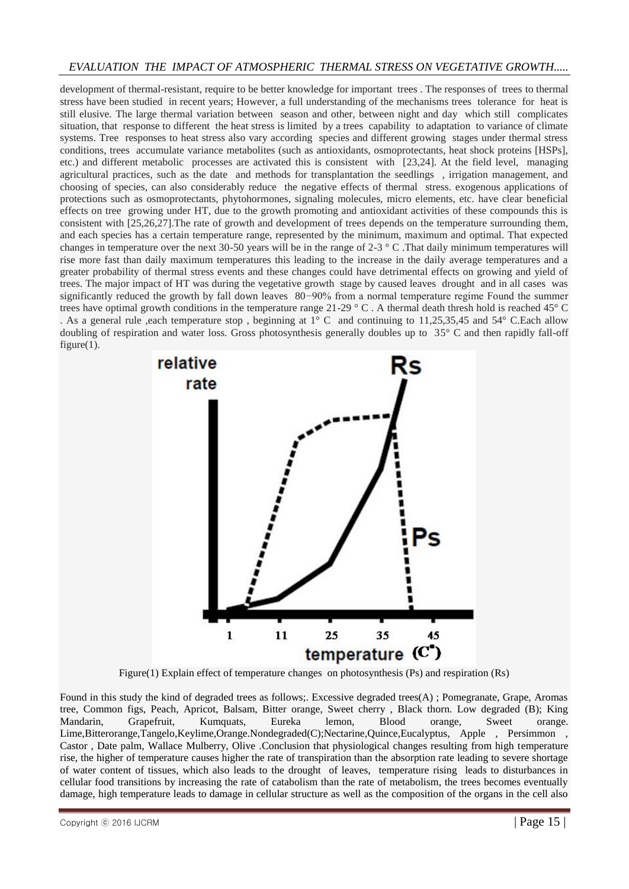development of thermal-resistant, require to be better knowledge for important trees . The responses of trees to thermal stress have been studied in recent years; However, a full understanding of the mechanisms trees tolerance for heat is still elusive. The large thermal variation between season and other, between night and day which still complicates situation, that response to different the heat stress is limited by a trees capability to adaptation to variance of climate systems. Tree responses to heat stress also vary according species and different growing stages under thermal stress conditions, trees accumulate variance metabolites (such as antioxidants, osmoprotectants, heat shock proteins [HSPs], etc.) and different metabolic processes are activated this is consistent with [23,24]. At the field level, managing agricultural practices, such as the date and methods for transplantation the seedlings , irrigation management, and choosing of species, can also considerably reduce the negative effects of thermal stress. exogenous applications of protections such as osmoprotectants, phytohormones, signaling molecules, micro elements, etc. have clear beneficial effects on tree growing under HT, due to the growth promoting and antioxidant activities of these compounds this is consistent with [25,26,27].The rate of growth and development of trees depends on the temperature surrounding them, and each species has a certain temperature range, represented by the minimum, maximum and optimal. That expected changes in temperature over the next 30-50 years will be in the range of 2-3 ° C .That daily minimum temperatures will rise more fast than daily maximum temperatures this leading to the increase in the daily average temperatures and a greater probability of thermal stress events and these changes could have detrimental effects on growing and yield of trees. The major impact of HT was during the vegetative growth stage by caused leaves drought and in all cases was significantly reduced the growth by fall down leaves 80−90% from a normal temperature regime Found the summer trees have optimal growth conditions in the temperature range 21-29 ° C . A thermal death thresh hold is reached 45° C . As a general rule ,each temperature stop , beginning at 1° C and continuing to 11,25,35,45 and 54° C.Each allow doubling of respiration and water loss. Gross photosynthesis generally doubles up to 35° C and then rapidly fall-off figure(1).

Figure(1) Explain effect of temperature changes on photosynthesis (Ps) and respiration (Rs)

Found in this study the kind of degraded trees as follows;. Excessive degraded trees(A) ; Pomegranate, Grape, Aromas tree, Common figs, Peach, Apricot, Balsam, Bitter orange, Sweet cherry , Black thorn. Low degraded (B); King Mandarin, Grapefruit, Kumquats, Eureka lemon, Blood orange, Sweet orange. Lime,Bitterorange,Tangelo,Keylime,Orange.Nondegraded(C);Nectarine,Quince,Eucalyptus, Apple , Persimmon , Castor , Date palm, Wallace Mulberry, Olive .Conclusion that physiological changes resulting from high temperature rise, the higher of temperature causes higher the rate of transpiration than the absorption rate leading to severe shortage of water content of tissues, which also leads to the drought of leaves, temperature rising leads to disturbances in cellular food transitions by increasing the rate of catabolism than the rate of metabolism, the trees becomes eventually damage, high temperature leads to damage in cellular structure as well as the composition of the organs in the cell also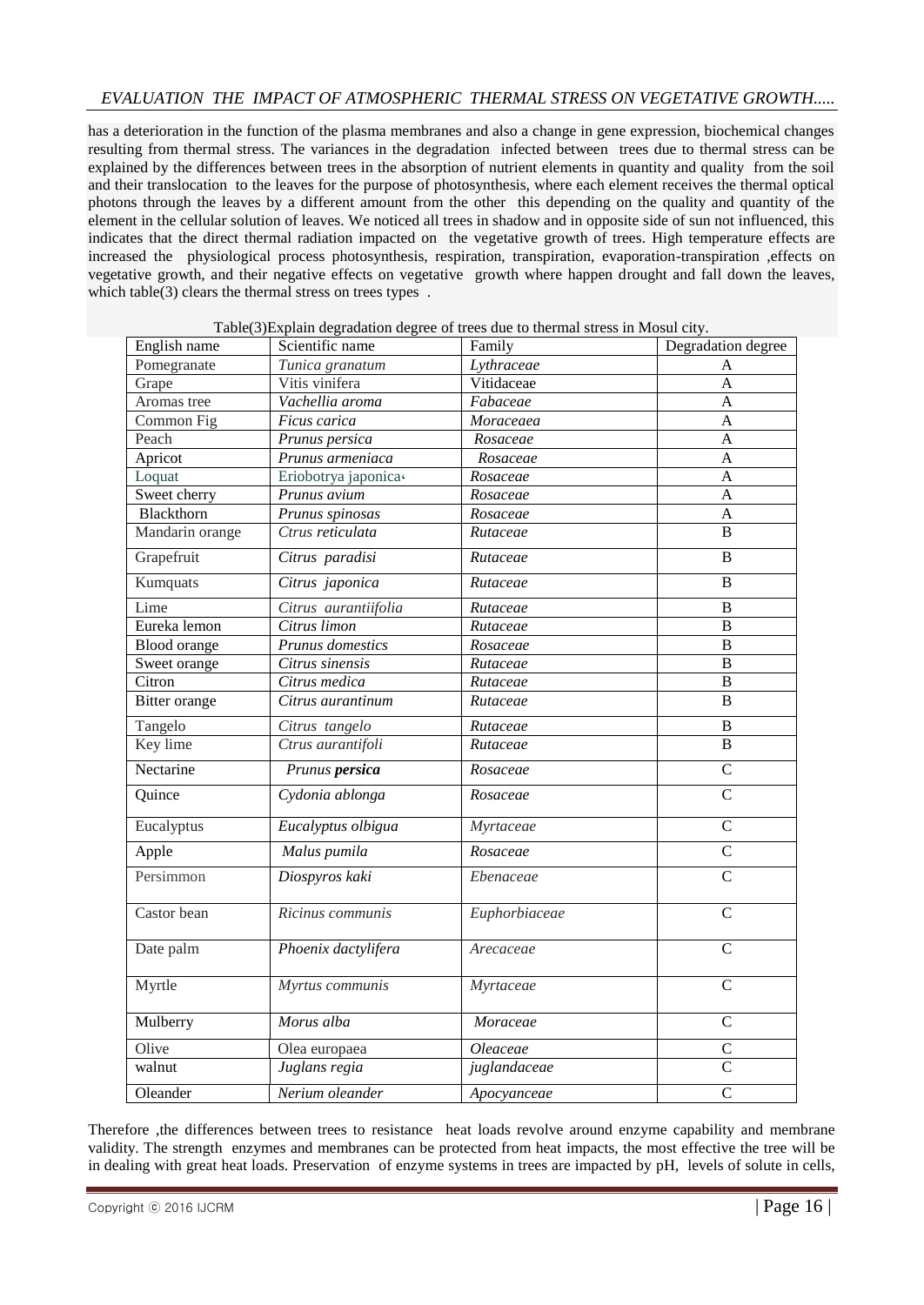has a deterioration in the function of the plasma membranes and also a change in gene expression, biochemical changes resulting from thermal stress. The variances in the degradation infected between trees due to thermal stress can be explained by the differences between trees in the absorption of nutrient elements in quantity and quality from the soil and their translocation to the leaves for the purpose of photosynthesis, where each element receives the thermal optical photons through the leaves by a different amount from the other this depending on the quality and quantity of the element in the cellular solution of leaves. We noticed all trees in shadow and in opposite side of sun not influenced, this indicates that the direct thermal radiation impacted on the vegetative growth of trees. High temperature effects are increased the physiological process photosynthesis, respiration, transpiration, evaporation-transpiration ,effects on vegetative growth, and their negative effects on vegetative growth where happen drought and fall down the leaves, which table(3) clears the thermal stress on trees types .

Table(3)Explain degradation degree of trees due to thermal stress in Mosul city.

| English name | Scientific name | Family | Degradation degree |
|---|---|---|---|
| Pomegranate | *Tunica granatum* | *Lythraceae* | A |
| Grape | Vitis vinifera | Vitidaceae | A |
| Aromas tree | *Vachellia aroma* | *Fabaceae* | A |
| Common Fig | *Ficus carica* | *Moraceaea* | A |
| Peach | *Prunus persica* | *Rosaceae* | A |
| Apricot | *Prunus armeniaca* | *Rosaceae* | A |
| Loquat | Eriobotrya japonica، | *Rosaceae* | A |
| Sweet cherry | *Prunus avium* | *Rosaceae* | A |
| Blackthorn | *Prunus spinosas* | *Rosaceae* | A |
| Mandarin orange | *Ctrus reticulata* | *Rutaceae* | B |
| Grapefruit | *Citrus paradisi* | *Rutaceae* | B |
| Kumquats | *Citrus japonica* | *Rutaceae* | B |
| Lime | *Citrus aurantiifolia* | *Rutaceae* | B |
| Eureka lemon | *Citrus limon* | *Rutaceae* | B |
| Blood orange | *Prunus domestics* | *Rosaceae* | B |
| Sweet orange | *Citrus sinensis* | *Rutaceae* | B |
| Citron | *Citrus medica* | *Rutaceae* | B |
| Bitter orange | *Citrus aurantinum* | *Rutaceae* | B |
| Tangelo | *Citrus tangelo* | *Rutaceae* | B |
| Key lime | *Ctrus aurantifoli* | *Rutaceae* | B |
| Nectarine | *Prunus **persica*** | *Rosaceae* | C |
| Quince | *Cydonia ablonga* | *Rosaceae* | C |
| Eucalyptus | *Eucalyptus olbigua* | *Myrtaceae* | C |
| Apple | *Malus pumila* | *Rosaceae* | C |
| Persimmon | *Diospyros kaki* | *Ebenaceae* | C |
| Castor bean | *Ricinus communis* | *Euphorbiaceae* | C |
| Date palm | *Phoenix dactylifera* | *Arecaceae* | C |
| Myrtle | *Myrtus communis* | *Myrtaceae* | C |
| Mulberry | *Morus alba* | *Moraceae* | C |
| Olive | Olea europaea | *Oleaceae* | C |
| walnut | *Juglans regia* | *juglandaceae* | C |
| Oleander | *Nerium oleander* | *Apocyanceae* | C |

Therefore ,the differences between trees to resistance heat loads revolve around enzyme capability and membrane validity. The strength enzymes and membranes can be protected from heat impacts, the most effective the tree will be in dealing with great heat loads. Preservation of enzyme systems in trees are impacted by pH, levels of solute in cells,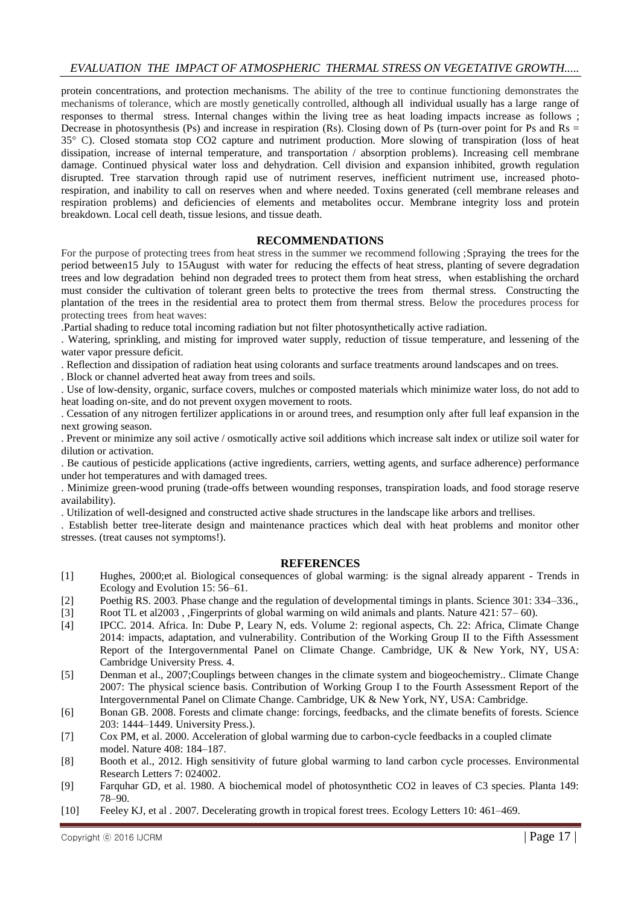protein concentrations, and protection mechanisms. The ability of the tree to continue functioning demonstrates the mechanisms of tolerance, which are mostly genetically controlled, although all individual usually has a large range of responses to thermal stress. Internal changes within the living tree as heat loading impacts increase as follows ; Decrease in photosynthesis (Ps) and increase in respiration (Rs). Closing down of Ps (turn-over point for Ps and Rs = 35° C). Closed stomata stop CO2 capture and nutriment production. More slowing of transpiration (loss of heat dissipation, increase of internal temperature, and transportation / absorption problems). Increasing cell membrane damage. Continued physical water loss and dehydration. Cell division and expansion inhibited, growth regulation disrupted. Tree starvation through rapid use of nutriment reserves, inefficient nutriment use, increased photo-respiration, and inability to call on reserves when and where needed. Toxins generated (cell membrane releases and respiration problems) and deficiencies of elements and metabolites occur. Membrane integrity loss and protein breakdown. Local cell death, tissue lesions, and tissue death.

## RECOMMENDATIONS

For the purpose of protecting trees from heat stress in the summer we recommend following ;Spraying the trees for the period between15 July to 15August with water for reducing the effects of heat stress, planting of severe degradation trees and low degradation behind non degraded trees to protect them from heat stress, when establishing the orchard must consider the cultivation of tolerant green belts to protective the trees from thermal stress. Constructing the plantation of the trees in the residential area to protect them from thermal stress. Below the procedures process for protecting trees from heat waves:

.Partial shading to reduce total incoming radiation but not filter photosynthetically active radiation.

. Watering, sprinkling, and misting for improved water supply, reduction of tissue temperature, and lessening of the water vapor pressure deficit.

. Reflection and dissipation of radiation heat using colorants and surface treatments around landscapes and on trees.

. Block or channel adverted heat away from trees and soils.

. Use of low-density, organic, surface covers, mulches or composted materials which minimize water loss, do not add to heat loading on-site, and do not prevent oxygen movement to roots.

. Cessation of any nitrogen fertilizer applications in or around trees, and resumption only after full leaf expansion in the next growing season.

. Prevent or minimize any soil active / osmotically active soil additions which increase salt index or utilize soil water for dilution or activation.

. Be cautious of pesticide applications (active ingredients, carriers, wetting agents, and surface adherence) performance under hot temperatures and with damaged trees.

. Minimize green-wood pruning (trade-offs between wounding responses, transpiration loads, and food storage reserve availability).

. Utilization of well-designed and constructed active shade structures in the landscape like arbors and trellises.

. Establish better tree-literate design and maintenance practices which deal with heat problems and monitor other stresses. (treat causes not symptoms!).

## REFERENCES

[1] Hughes, 2000;et al. Biological consequences of global warming: is the signal already apparent - Trends in Ecology and Evolution 15: 56–61.

[2] Poethig RS. 2003. Phase change and the regulation of developmental timings in plants. Science 301: 334–336.,

[3] Root TL et al2003 , ,Fingerprints of global warming on wild animals and plants. Nature 421: 57– 60).

[4] IPCC. 2014. Africa. In: Dube P, Leary N, eds. Volume 2: regional aspects, Ch. 22: Africa, Climate Change 2014: impacts, adaptation, and vulnerability. Contribution of the Working Group II to the Fifth Assessment Report of the Intergovernmental Panel on Climate Change. Cambridge, UK & New York, NY, USA: Cambridge University Press. 4.

[5] Denman et al., 2007;Couplings between changes in the climate system and biogeochemistry.. Climate Change 2007: The physical science basis. Contribution of Working Group I to the Fourth Assessment Report of the Intergovernmental Panel on Climate Change. Cambridge, UK & New York, NY, USA: Cambridge.

[6] Bonan GB. 2008. Forests and climate change: forcings, feedbacks, and the climate benefits of forests. Science 203: 1444–1449. University Press.).

[7] Cox PM, et al. 2000. Acceleration of global warming due to carbon-cycle feedbacks in a coupled climate model. Nature 408: 184–187.

[8] Booth et al., 2012. High sensitivity of future global warming to land carbon cycle processes. Environmental Research Letters 7: 024002.

[9] Farquhar GD, et al. 1980. A biochemical model of photosynthetic CO2 in leaves of C3 species. Planta 149: 78–90.

[10] Feeley KJ, et al . 2007. Decelerating growth in tropical forest trees. Ecology Letters 10: 461–469.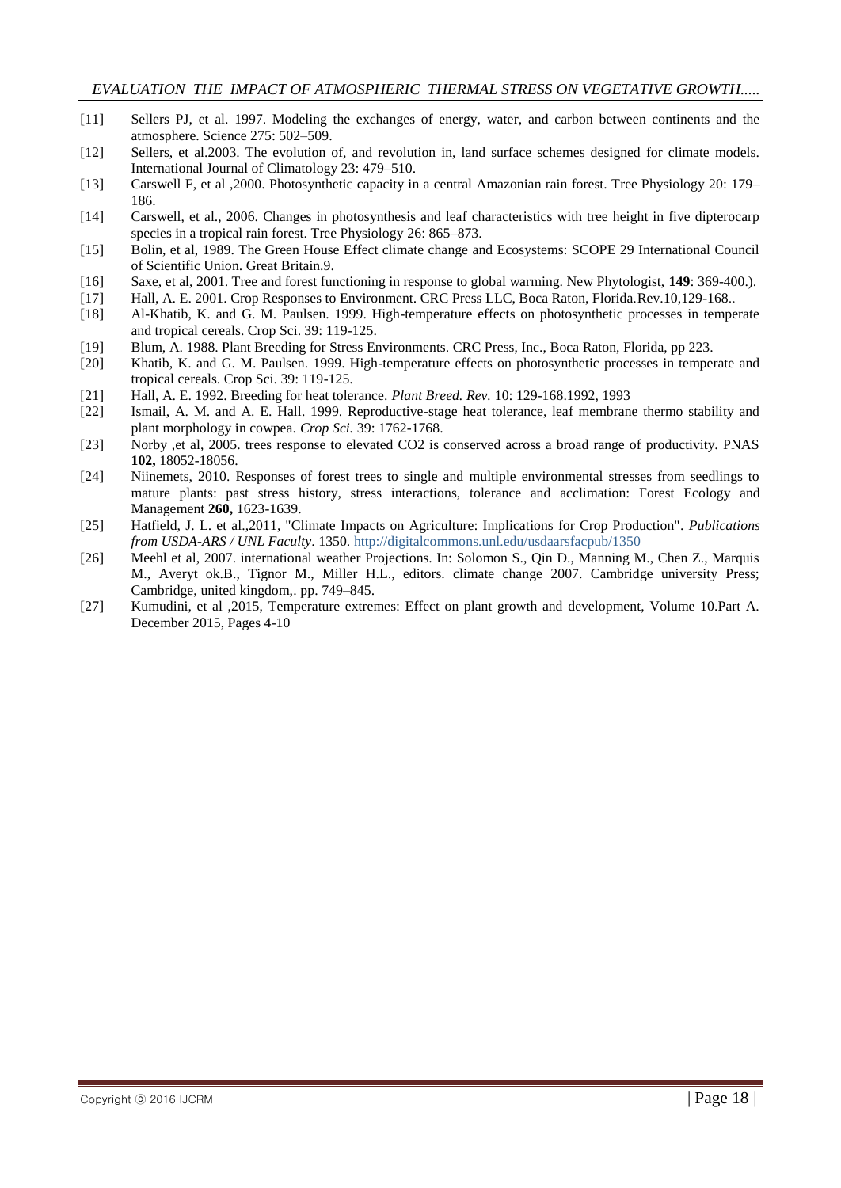[11] Sellers PJ, et al. 1997. Modeling the exchanges of energy, water, and carbon between continents and the atmosphere. Science 275: 502–509.

[12] Sellers, et al.2003. The evolution of, and revolution in, land surface schemes designed for climate models. International Journal of Climatology 23: 479–510.

[13] Carswell F, et al ,2000. Photosynthetic capacity in a central Amazonian rain forest. Tree Physiology 20: 179–186.

[14] Carswell, et al., 2006. Changes in photosynthesis and leaf characteristics with tree height in five dipterocarp species in a tropical rain forest. Tree Physiology 26: 865–873.

[15] Bolin, et al, 1989. The Green House Effect climate change and Ecosystems: SCOPE 29 International Council of Scientific Union. Great Britain.9.

[16] Saxe, et al, 2001. Tree and forest functioning in response to global warming. New Phytologist, **149**: 369-400.).

[17] Hall, A. E. 2001. Crop Responses to Environment. CRC Press LLC, Boca Raton, Florida.Rev.10,129-168..

[18] Al-Khatib, K. and G. M. Paulsen. 1999. High-temperature effects on photosynthetic processes in temperate and tropical cereals. Crop Sci. 39: 119-125.

[19] Blum, A. 1988. Plant Breeding for Stress Environments. CRC Press, Inc., Boca Raton, Florida, pp 223.

[20] Khatib, K. and G. M. Paulsen. 1999. High-temperature effects on photosynthetic processes in temperate and tropical cereals. Crop Sci. 39: 119-125.

[21] Hall, A. E. 1992. Breeding for heat tolerance. *Plant Breed. Rev.* 10: 129-168.1992, 1993

[22] Ismail, A. M. and A. E. Hall. 1999. Reproductive-stage heat tolerance, leaf membrane thermo stability and plant morphology in cowpea. *Crop Sci.* 39: 1762-1768.

[23] Norby ,et al, 2005. trees response to elevated CO2 is conserved across a broad range of productivity. PNAS **102,** 18052-18056.

[24] Niinemets, 2010. Responses of forest trees to single and multiple environmental stresses from seedlings to mature plants: past stress history, stress interactions, tolerance and acclimation: Forest Ecology and Management **260,** 1623-1639.

[25] Hatfield, J. L. et al.,2011, "Climate Impacts on Agriculture: Implications for Crop Production". *Publications from USDA-ARS / UNL Faculty*. 1350. http://digitalcommons.unl.edu/usdaarsfacpub/1350

[26] Meehl et al, 2007. international weather Projections. In: Solomon S., Qin D., Manning M., Chen Z., Marquis M., Averyt ok.B., Tignor M., Miller H.L., editors. climate change 2007. Cambridge university Press; Cambridge, united kingdom,. pp. 749–845.

[27] Kumudini, et al ,2015, Temperature extremes: Effect on plant growth and development, Volume 10.Part A. December 2015, Pages 4-10